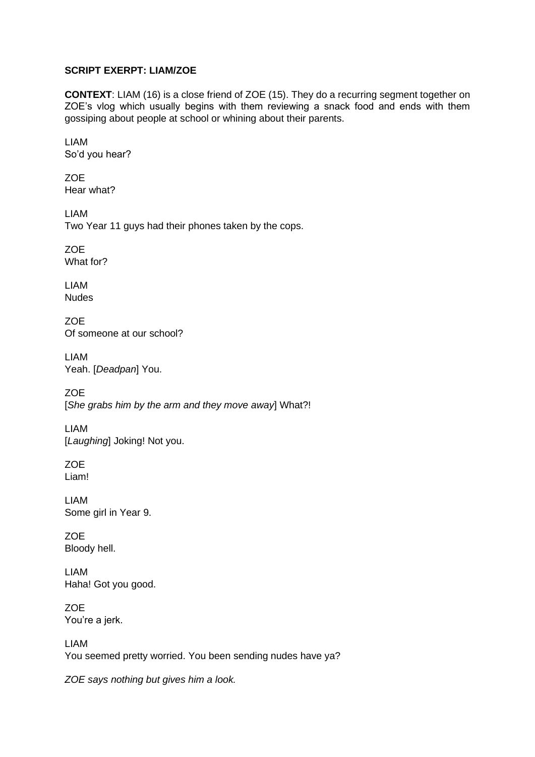**SCRIPT EXERPT: LIAM/ZOE**

**CONTEXT**: LIAM (16) is a close friend of ZOE (15). They do a recurring segment together on ZOE's vlog which usually begins with them reviewing a snack food and ends with them gossiping about people at school or whining about their parents.

LIAM
So'd you hear?

ZOE
Hear what?

LIAM
Two Year 11 guys had their phones taken by the cops.

ZOE
What for?

LIAM
Nudes

ZOE
Of someone at our school?

LIAM
Yeah. [*Deadpan*] You.

ZOE
[*She grabs him by the arm and they move away*] What?!

LIAM
[*Laughing*] Joking! Not you.

ZOE
Liam!

LIAM
Some girl in Year 9.

ZOE
Bloody hell.

LIAM
Haha! Got you good.

ZOE
You're a jerk.

LIAM
You seemed pretty worried. You been sending nudes have ya?

*ZOE says nothing but gives him a look.*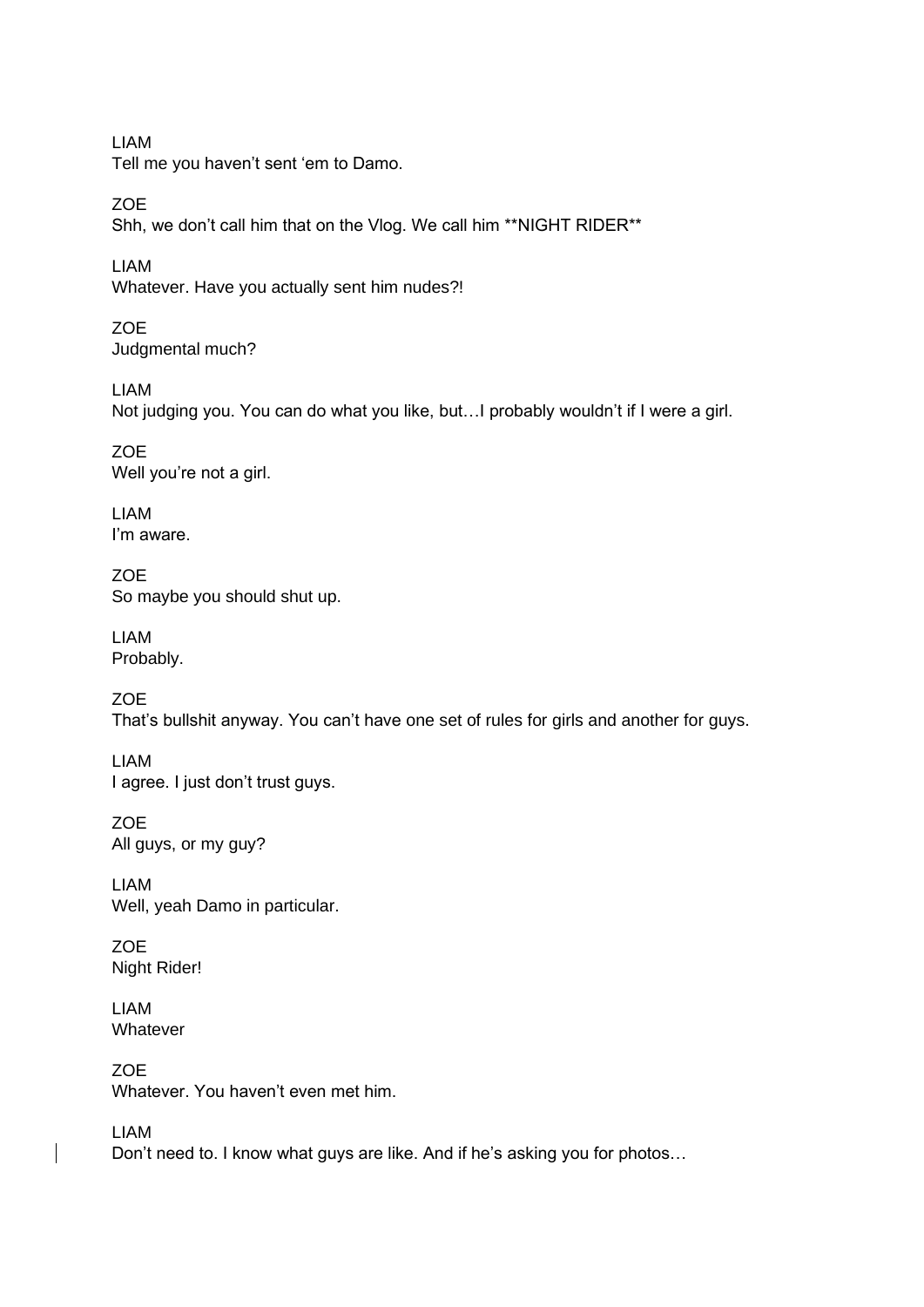LIAM
Tell me you haven't sent 'em to Damo.

ZOE
Shh, we don't call him that on the Vlog. We call him **NIGHT RIDER**

LIAM
Whatever. Have you actually sent him nudes?!

ZOE
Judgmental much?

LIAM
Not judging you. You can do what you like, but…I probably wouldn't if I were a girl.

ZOE
Well you're not a girl.

LIAM
I'm aware.

ZOE
So maybe you should shut up.

LIAM
Probably.

ZOE
That's bullshit anyway. You can't have one set of rules for girls and another for guys.

LIAM
I agree. I just don't trust guys.

ZOE
All guys, or my guy?

LIAM
Well, yeah Damo in particular.

ZOE
Night Rider!

LIAM
Whatever

ZOE
Whatever. You haven't even met him.

LIAM
Don't need to. I know what guys are like. And if he's asking you for photos…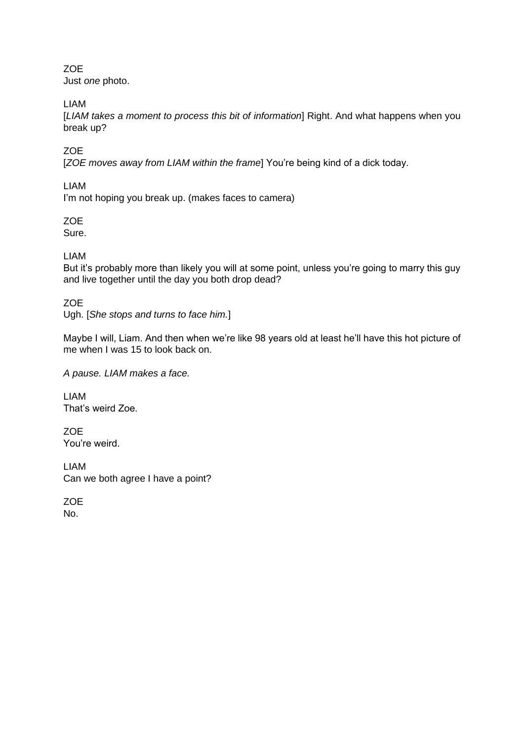ZOE
Just *one* photo.

LIAM
[*LIAM takes a moment to process this bit of information*] Right. And what happens when you break up?

ZOE
[*ZOE moves away from LIAM within the frame*] You're being kind of a dick today.

LIAM
I'm not hoping you break up. (makes faces to camera)

ZOE
Sure.

LIAM
But it's probably more than likely you will at some point, unless you're going to marry this guy and live together until the day you both drop dead?

ZOE
Ugh. [*She stops and turns to face him.*]

Maybe I will, Liam. And then when we're like 98 years old at least he'll have this hot picture of me when I was 15 to look back on.

*A pause. LIAM makes a face.*

LIAM
That's weird Zoe.

ZOE
You're weird.

LIAM
Can we both agree I have a point?

ZOE
No.